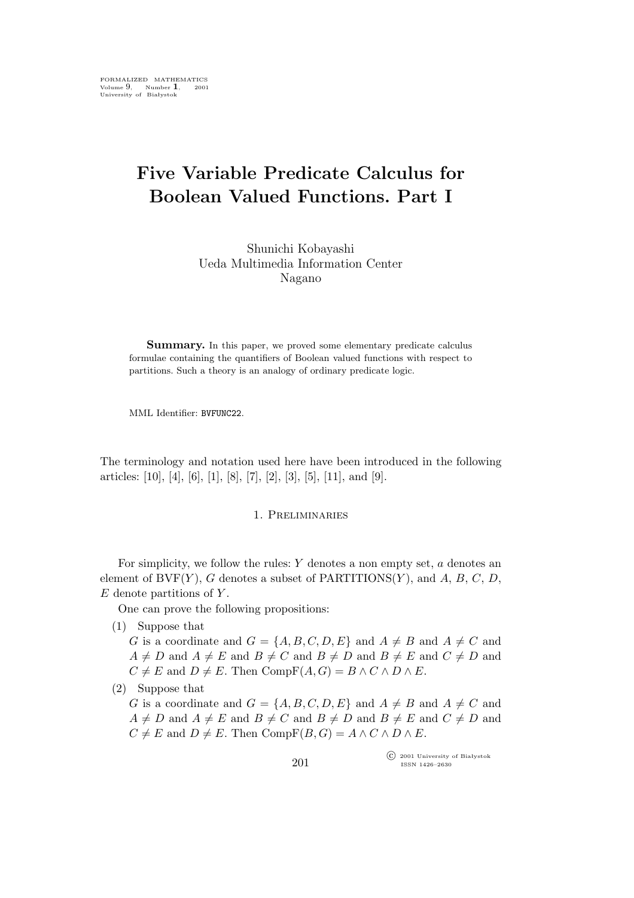# Five Variable Predicate Calculus for Boolean Valued Functions. Part I

Shunichi Kobayashi
Ueda Multimedia Information Center
Nagano

**Summary.** In this paper, we proved some elementary predicate calculus formulae containing the quantifiers of Boolean valued functions with respect to partitions. Such a theory is an analogy of ordinary predicate logic.

MML Identifier: BVFUNC22.

The terminology and notation used here have been introduced in the following articles: [10], [4], [6], [1], [8], [7], [2], [3], [5], [11], and [9].

## 1. Preliminaries

For simplicity, we follow the rules: $Y$ denotes a non empty set, $a$ denotes an element of $\mathrm{BVF}(Y)$, $G$ denotes a subset of $\mathrm{PARTITIONS}(Y)$, and $A$, $B$, $C$, $D$, $E$ denote partitions of $Y$.

One can prove the following propositions:

(1) Suppose that
$G$ is a coordinate and $G = \{A, B, C, D, E\}$ and $A \neq B$ and $A \neq C$ and $A \neq D$ and $A \neq E$ and $B \neq C$ and $B \neq D$ and $B \neq E$ and $C \neq D$ and $C \neq E$ and $D \neq E$. Then $\mathrm{CompF}(A, G) = B \wedge C \wedge D \wedge E$.

(2) Suppose that
$G$ is a coordinate and $G = \{A, B, C, D, E\}$ and $A \neq B$ and $A \neq C$ and $A \neq D$ and $A \neq E$ and $B \neq C$ and $B \neq D$ and $B \neq E$ and $C \neq D$ and $C \neq E$ and $D \neq E$. Then $\mathrm{CompF}(B, G) = A \wedge C \wedge D \wedge E$.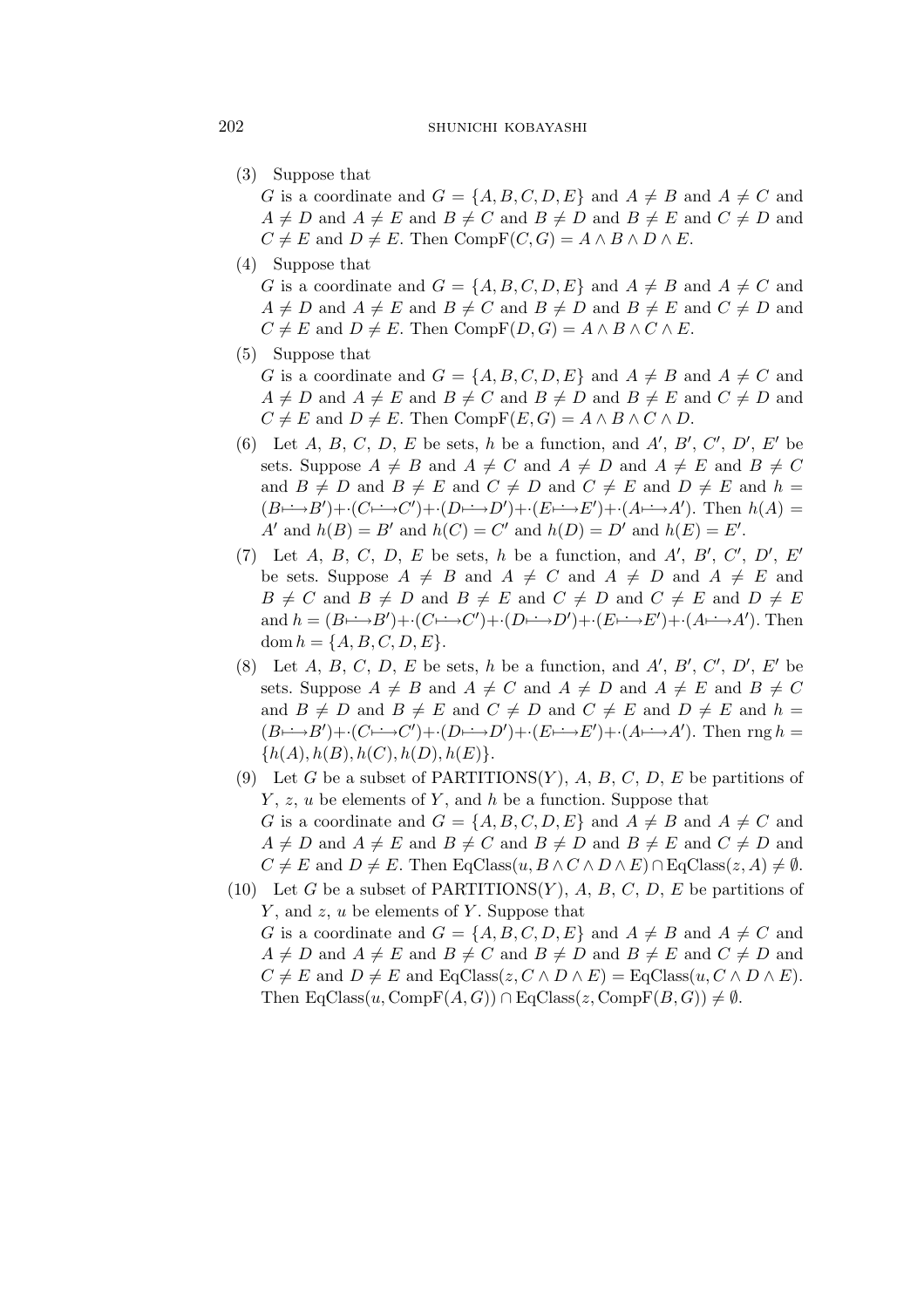(3) Suppose that
$G$ is a coordinate and $G = \{A, B, C, D, E\}$ and $A \neq B$ and $A \neq C$ and $A \neq D$ and $A \neq E$ and $B \neq C$ and $B \neq D$ and $B \neq E$ and $C \neq D$ and $C \neq E$ and $D \neq E$. Then $\mathrm{CompF}(C, G) = A \wedge B \wedge D \wedge E$.

(4) Suppose that
$G$ is a coordinate and $G = \{A, B, C, D, E\}$ and $A \neq B$ and $A \neq C$ and $A \neq D$ and $A \neq E$ and $B \neq C$ and $B \neq D$ and $B \neq E$ and $C \neq D$ and $C \neq E$ and $D \neq E$. Then $\mathrm{CompF}(D, G) = A \wedge B \wedge C \wedge E$.

(5) Suppose that
$G$ is a coordinate and $G = \{A, B, C, D, E\}$ and $A \neq B$ and $A \neq C$ and $A \neq D$ and $A \neq E$ and $B \neq C$ and $B \neq D$ and $B \neq E$ and $C \neq D$ and $C \neq E$ and $D \neq E$. Then $\mathrm{CompF}(E, G) = A \wedge B \wedge C \wedge D$.

(6) Let $A$, $B$, $C$, $D$, $E$ be sets, $h$ be a function, and $A'$, $B'$, $C'$, $D'$, $E'$ be sets. Suppose $A \neq B$ and $A \neq C$ and $A \neq D$ and $A \neq E$ and $B \neq C$ and $B \neq D$ and $B \neq E$ and $C \neq D$ and $C \neq E$ and $D \neq E$ and $h = (B \dot{\longmapsto} B') {+\cdot} (C \dot{\longmapsto} C') {+\cdot} (D \dot{\longmapsto} D') {+\cdot} (E \dot{\longmapsto} E') {+\cdot} (A \dot{\longmapsto} A')$. Then $h(A) = A'$ and $h(B) = B'$ and $h(C) = C'$ and $h(D) = D'$ and $h(E) = E'$.

(7) Let $A$, $B$, $C$, $D$, $E$ be sets, $h$ be a function, and $A'$, $B'$, $C'$, $D'$, $E'$ be sets. Suppose $A \neq B$ and $A \neq C$ and $A \neq D$ and $A \neq E$ and $B \neq C$ and $B \neq D$ and $B \neq E$ and $C \neq D$ and $C \neq E$ and $D \neq E$ and $h = (B \dot{\longmapsto} B') {+\cdot} (C \dot{\longmapsto} C') {+\cdot} (D \dot{\longmapsto} D') {+\cdot} (E \dot{\longmapsto} E') {+\cdot} (A \dot{\longmapsto} A')$. Then $\mathrm{dom}\, h = \{A, B, C, D, E\}$.

(8) Let $A$, $B$, $C$, $D$, $E$ be sets, $h$ be a function, and $A'$, $B'$, $C'$, $D'$, $E'$ be sets. Suppose $A \neq B$ and $A \neq C$ and $A \neq D$ and $A \neq E$ and $B \neq C$ and $B \neq D$ and $B \neq E$ and $C \neq D$ and $C \neq E$ and $D \neq E$ and $h = (B \dot{\longmapsto} B') {+\cdot} (C \dot{\longmapsto} C') {+\cdot} (D \dot{\longmapsto} D') {+\cdot} (E \dot{\longmapsto} E') {+\cdot} (A \dot{\longmapsto} A')$. Then $\mathrm{rng}\, h = \{h(A), h(B), h(C), h(D), h(E)\}$.

(9) Let $G$ be a subset of $\mathrm{PARTITIONS}(Y)$, $A$, $B$, $C$, $D$, $E$ be partitions of $Y$, $z$, $u$ be elements of $Y$, and $h$ be a function. Suppose that
$G$ is a coordinate and $G = \{A, B, C, D, E\}$ and $A \neq B$ and $A \neq C$ and $A \neq D$ and $A \neq E$ and $B \neq C$ and $B \neq D$ and $B \neq E$ and $C \neq D$ and $C \neq E$ and $D \neq E$. Then $\mathrm{EqClass}(u, B \wedge C \wedge D \wedge E) \cap \mathrm{EqClass}(z, A) \neq \emptyset$.

(10) Let $G$ be a subset of $\mathrm{PARTITIONS}(Y)$, $A$, $B$, $C$, $D$, $E$ be partitions of $Y$, and $z$, $u$ be elements of $Y$. Suppose that
$G$ is a coordinate and $G = \{A, B, C, D, E\}$ and $A \neq B$ and $A \neq C$ and $A \neq D$ and $A \neq E$ and $B \neq C$ and $B \neq D$ and $B \neq E$ and $C \neq D$ and $C \neq E$ and $D \neq E$ and $\mathrm{EqClass}(z, C \wedge D \wedge E) = \mathrm{EqClass}(u, C \wedge D \wedge E)$. Then $\mathrm{EqClass}(u, \mathrm{CompF}(A, G)) \cap \mathrm{EqClass}(z, \mathrm{CompF}(B, G)) \neq \emptyset$.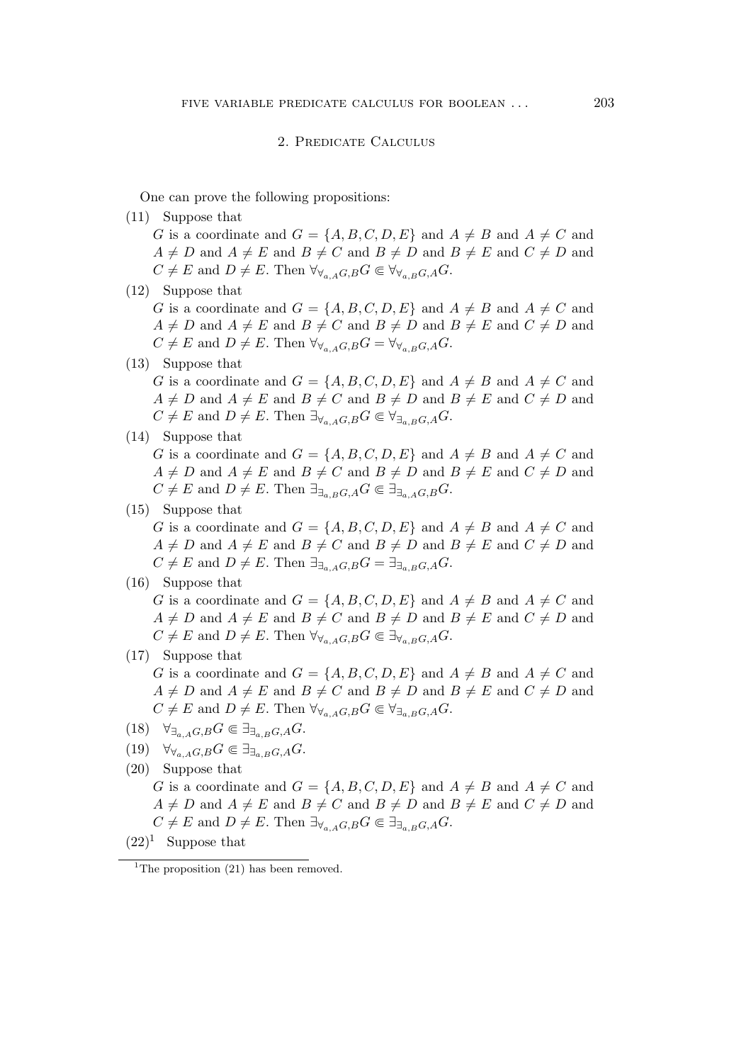## 2. Predicate Calculus

One can prove the following propositions:

(11) Suppose that
$G$ is a coordinate and $G = \{A, B, C, D, E\}$ and $A \neq B$ and $A \neq C$ and $A \neq D$ and $A \neq E$ and $B \neq C$ and $B \neq D$ and $B \neq E$ and $C \neq D$ and $C \neq E$ and $D \neq E$. Then $\forall_{\forall_{a,A}G,B}G \Subset \forall_{\forall_{a,B}G,A}G$.

(12) Suppose that
$G$ is a coordinate and $G = \{A, B, C, D, E\}$ and $A \neq B$ and $A \neq C$ and $A \neq D$ and $A \neq E$ and $B \neq C$ and $B \neq D$ and $B \neq E$ and $C \neq D$ and $C \neq E$ and $D \neq E$. Then $\forall_{\forall_{a,A}G,B}G = \forall_{\forall_{a,B}G,A}G$.

(13) Suppose that
$G$ is a coordinate and $G = \{A, B, C, D, E\}$ and $A \neq B$ and $A \neq C$ and $A \neq D$ and $A \neq E$ and $B \neq C$ and $B \neq D$ and $B \neq E$ and $C \neq D$ and $C \neq E$ and $D \neq E$. Then $\exists_{\forall_{a,A}G,B}G \Subset \forall_{\exists_{a,B}G,A}G$.

(14) Suppose that
$G$ is a coordinate and $G = \{A, B, C, D, E\}$ and $A \neq B$ and $A \neq C$ and $A \neq D$ and $A \neq E$ and $B \neq C$ and $B \neq D$ and $B \neq E$ and $C \neq D$ and $C \neq E$ and $D \neq E$. Then $\exists_{\exists_{a,B}G,A}G \Subset \exists_{\exists_{a,A}G,B}G$.

(15) Suppose that
$G$ is a coordinate and $G = \{A, B, C, D, E\}$ and $A \neq B$ and $A \neq C$ and $A \neq D$ and $A \neq E$ and $B \neq C$ and $B \neq D$ and $B \neq E$ and $C \neq D$ and $C \neq E$ and $D \neq E$. Then $\exists_{\exists_{a,A}G,B}G = \exists_{\exists_{a,B}G,A}G$.

(16) Suppose that
$G$ is a coordinate and $G = \{A, B, C, D, E\}$ and $A \neq B$ and $A \neq C$ and $A \neq D$ and $A \neq E$ and $B \neq C$ and $B \neq D$ and $B \neq E$ and $C \neq D$ and $C \neq E$ and $D \neq E$. Then $\forall_{\forall_{a,A}G,B}G \Subset \exists_{\forall_{a,B}G,A}G$.

(17) Suppose that
$G$ is a coordinate and $G = \{A, B, C, D, E\}$ and $A \neq B$ and $A \neq C$ and $A \neq D$ and $A \neq E$ and $B \neq C$ and $B \neq D$ and $B \neq E$ and $C \neq D$ and $C \neq E$ and $D \neq E$. Then $\forall_{\forall_{a,A}G,B}G \Subset \forall_{\exists_{a,B}G,A}G$.

(18) $\forall_{\exists_{a,A}G,B}G \Subset \exists_{\exists_{a,B}G,A}G$.

(19) $\forall_{\forall_{a,A}G,B}G \Subset \exists_{\exists_{a,B}G,A}G$.

(20) Suppose that
$G$ is a coordinate and $G = \{A, B, C, D, E\}$ and $A \neq B$ and $A \neq C$ and $A \neq D$ and $A \neq E$ and $B \neq C$ and $B \neq D$ and $B \neq E$ and $C \neq D$ and $C \neq E$ and $D \neq E$. Then $\exists_{\forall_{a,A}G,B}G \Subset \exists_{\exists_{a,B}G,A}G$.

(22)[1] Suppose that

[1] The proposition (21) has been removed.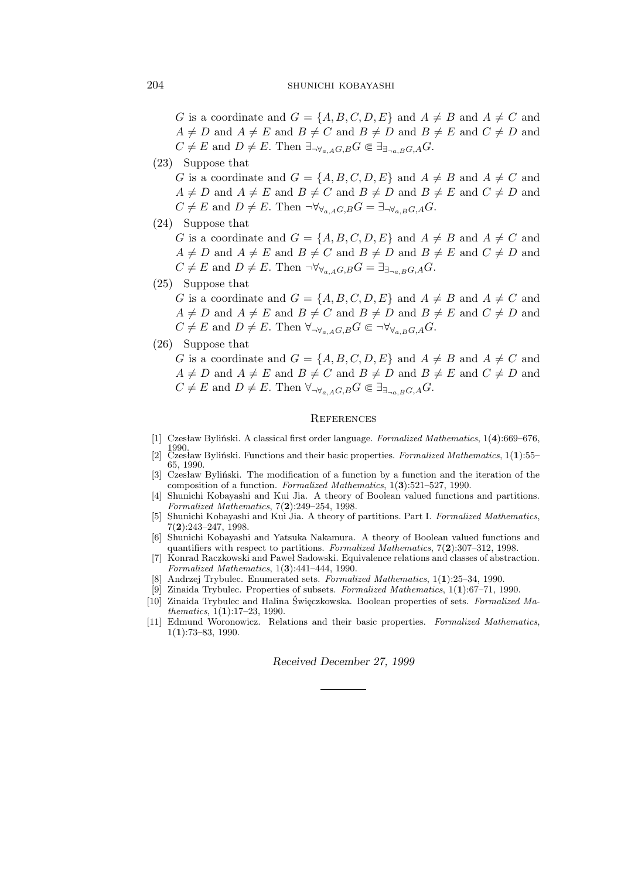$G$ is a coordinate and $G = \{A, B, C, D, E\}$ and $A \neq B$ and $A \neq C$ and $A \neq D$ and $A \neq E$ and $B \neq C$ and $B \neq D$ and $B \neq E$ and $C \neq D$ and $C \neq E$ and $D \neq E$. Then $\exists_{\neg\forall_{a,A}G,B}G \Subset \exists_{\exists_{\neg a,B}G,A}G$.

(23) Suppose that

$G$ is a coordinate and $G = \{A, B, C, D, E\}$ and $A \neq B$ and $A \neq C$ and $A \neq D$ and $A \neq E$ and $B \neq C$ and $B \neq D$ and $B \neq E$ and $C \neq D$ and $C \neq E$ and $D \neq E$. Then $\neg\forall_{\forall_{a,A}G,B}G = \exists_{\neg\forall_{a,B}G,A}G$.

(24) Suppose that

$G$ is a coordinate and $G = \{A, B, C, D, E\}$ and $A \neq B$ and $A \neq C$ and $A \neq D$ and $A \neq E$ and $B \neq C$ and $B \neq D$ and $B \neq E$ and $C \neq D$ and $C \neq E$ and $D \neq E$. Then $\neg\forall_{\forall_{a,A}G,B}G = \exists_{\exists_{\neg a,B}G,A}G$.

(25) Suppose that

$G$ is a coordinate and $G = \{A, B, C, D, E\}$ and $A \neq B$ and $A \neq C$ and $A \neq D$ and $A \neq E$ and $B \neq C$ and $B \neq D$ and $B \neq E$ and $C \neq D$ and $C \neq E$ and $D \neq E$. Then $\forall_{\neg\forall_{a,A}G,B}G \Subset \neg\forall_{\forall_{a,B}G,A}G$.

(26) Suppose that

$G$ is a coordinate and $G = \{A, B, C, D, E\}$ and $A \neq B$ and $A \neq C$ and $A \neq D$ and $A \neq E$ and $B \neq C$ and $B \neq D$ and $B \neq E$ and $C \neq D$ and $C \neq E$ and $D \neq E$. Then $\forall_{\neg\forall_{a,A}G,B}G \Subset \exists_{\exists_{\neg a,B}G,A}G$.

## References

[1] Czesław Byliński. A classical first order language. *Formalized Mathematics*, 1(**4**):669–676, 1990.

[2] Czesław Byliński. Functions and their basic properties. *Formalized Mathematics*, 1(**1**):55–65, 1990.

[3] Czesław Byliński. The modification of a function by a function and the iteration of the composition of a function. *Formalized Mathematics*, 1(**3**):521–527, 1990.

[4] Shunichi Kobayashi and Kui Jia. A theory of Boolean valued functions and partitions. *Formalized Mathematics*, 7(**2**):249–254, 1998.

[5] Shunichi Kobayashi and Kui Jia. A theory of partitions. Part I. *Formalized Mathematics*, 7(**2**):243–247, 1998.

[6] Shunichi Kobayashi and Yatsuka Nakamura. A theory of Boolean valued functions and quantifiers with respect to partitions. *Formalized Mathematics*, 7(**2**):307–312, 1998.

[7] Konrad Raczkowski and Paweł Sadowski. Equivalence relations and classes of abstraction. *Formalized Mathematics*, 1(**3**):441–444, 1990.

[8] Andrzej Trybulec. Enumerated sets. *Formalized Mathematics*, 1(**1**):25–34, 1990.

[9] Zinaida Trybulec. Properties of subsets. *Formalized Mathematics*, 1(**1**):67–71, 1990.

[10] Zinaida Trybulec and Halina Święczkowska. Boolean properties of sets. *Formalized Mathematics*, 1(**1**):17–23, 1990.

[11] Edmund Woronowicz. Relations and their basic properties. *Formalized Mathematics*, 1(**1**):73–83, 1990.

*Received December 27, 1999*